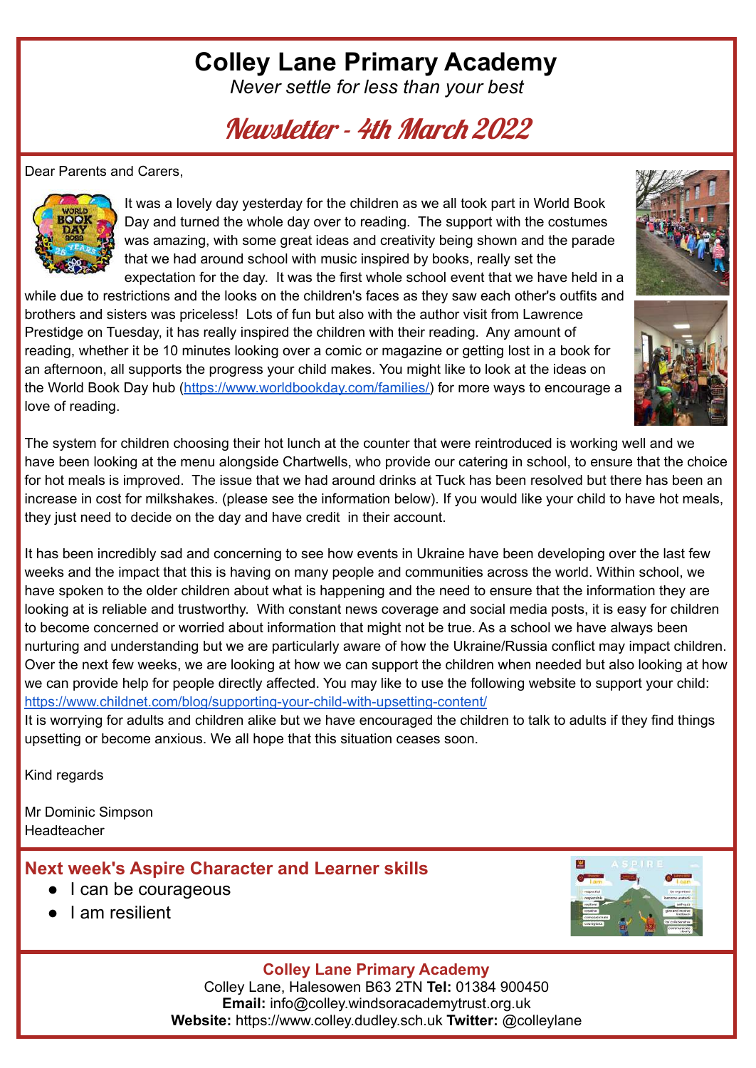# Colley Lane Primary Academy

*Never settle for less than your best*

## Newsletter - 4th March 2022

Dear Parents and Carers,

It was a lovely day yesterday for the children as we all took part in World Book Day and turned the whole day over to reading. The support with the costumes was amazing, with some great ideas and creativity being shown and the parade that we had around school with music inspired by books, really set the expectation for the day. It was the first whole school event that we have held in a while due to restrictions and the looks on the children's faces as they saw each other's outfits and brothers and sisters was priceless! Lots of fun but also with the author visit from Lawrence Prestidge on Tuesday, it has really inspired the children with their reading. Any amount of reading, whether it be 10 minutes looking over a comic or magazine or getting lost in a book for an afternoon, all supports the progress your child makes. You might like to look at the ideas on the World Book Day hub (https://www.worldbookday.com/families/) for more ways to encourage a love of reading.

The system for children choosing their hot lunch at the counter that were reintroduced is working well and we have been looking at the menu alongside Chartwells, who provide our catering in school, to ensure that the choice for hot meals is improved. The issue that we had around drinks at Tuck has been resolved but there has been an increase in cost for milkshakes. (please see the information below). If you would like your child to have hot meals, they just need to decide on the day and have credit in their account.

It has been incredibly sad and concerning to see how events in Ukraine have been developing over the last few weeks and the impact that this is having on many people and communities across the world. Within school, we have spoken to the older children about what is happening and the need to ensure that the information they are looking at is reliable and trustworthy. With constant news coverage and social media posts, it is easy for children to become concerned or worried about information that might not be true. As a school we have always been nurturing and understanding but we are particularly aware of how the Ukraine/Russia conflict may impact children. Over the next few weeks, we are looking at how we can support the children when needed but also looking at how we can provide help for people directly affected. You may like to use the following website to support your child: https://www.childnet.com/blog/supporting-your-child-with-upsetting-content/

It is worrying for adults and children alike but we have encouraged the children to talk to adults if they find things upsetting or become anxious. We all hope that this situation ceases soon.

Kind regards

Mr Dominic Simpson
Headteacher

### Next week's Aspire Character and Learner skills

- I can be courageous
- I am resilient

**Colley Lane Primary Academy**
Colley Lane, Halesowen B63 2TN **Tel:** 01384 900450
**Email:** info@colley.windsoracademytrust.org.uk
**Website:** https://www.colley.dudley.sch.uk **Twitter:** @colleylane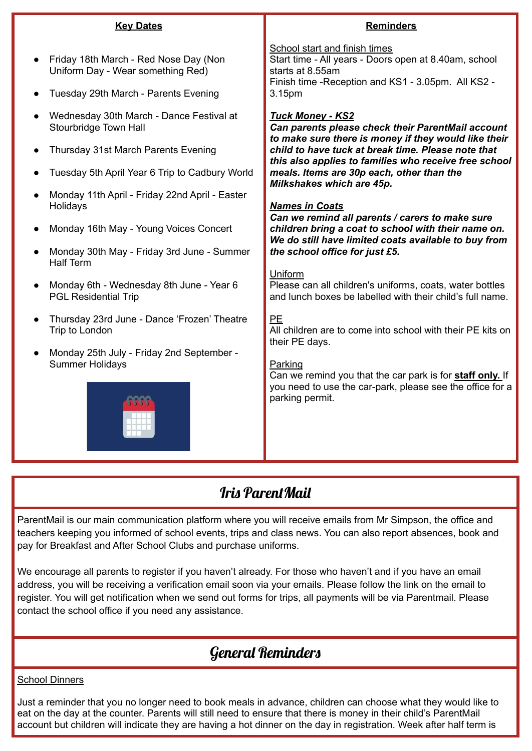## Key Dates

- Friday 18th March - Red Nose Day (Non Uniform Day - Wear something Red)
- Tuesday 29th March - Parents Evening
- Wednesday 30th March - Dance Festival at Stourbridge Town Hall
- Thursday 31st March Parents Evening
- Tuesday 5th April Year 6 Trip to Cadbury World
- Monday 11th April - Friday 22nd April - Easter Holidays
- Monday 16th May - Young Voices Concert
- Monday 30th May - Friday 3rd June - Summer Half Term
- Monday 6th - Wednesday 8th June - Year 6 PGL Residential Trip
- Thursday 23rd June - Dance 'Frozen' Theatre Trip to London
- Monday 25th July - Friday 2nd September - Summer Holidays

## Reminders

School start and finish times
Start time - All years - Doors open at 8.40am, school starts at 8.55am
Finish time -Reception and KS1 - 3.05pm. All KS2 - 3.15pm

***Tuck Money - KS2***
***Can parents please check their ParentMail account to make sure there is money if they would like their child to have tuck at break time. Please note that this also applies to families who receive free school meals. Items are 30p each, other than the Milkshakes which are 45p.***

***Names in Coats***
***Can we remind all parents / carers to make sure children bring a coat to school with their name on. We do still have limited coats available to buy from the school office for just £5.***

Uniform
Please can all children's uniforms, coats, water bottles and lunch boxes be labelled with their child's full name.

PE
All children are to come into school with their PE kits on their PE days.

Parking
Can we remind you that the car park is for **staff only.** If you need to use the car-park, please see the office for a parking permit.

## Iris ParentMail

ParentMail is our main communication platform where you will receive emails from Mr Simpson, the office and teachers keeping you informed of school events, trips and class news. You can also report absences, book and pay for Breakfast and After School Clubs and purchase uniforms.

We encourage all parents to register if you haven't already. For those who haven't and if you have an email address, you will be receiving a verification email soon via your emails. Please follow the link on the email to register. You will get notification when we send out forms for trips, all payments will be via Parentmail. Please contact the school office if you need any assistance.

## General Reminders

School Dinners

Just a reminder that you no longer need to book meals in advance, children can choose what they would like to eat on the day at the counter. Parents will still need to ensure that there is money in their child's ParentMail account but children will indicate they are having a hot dinner on the day in registration. Week after half term is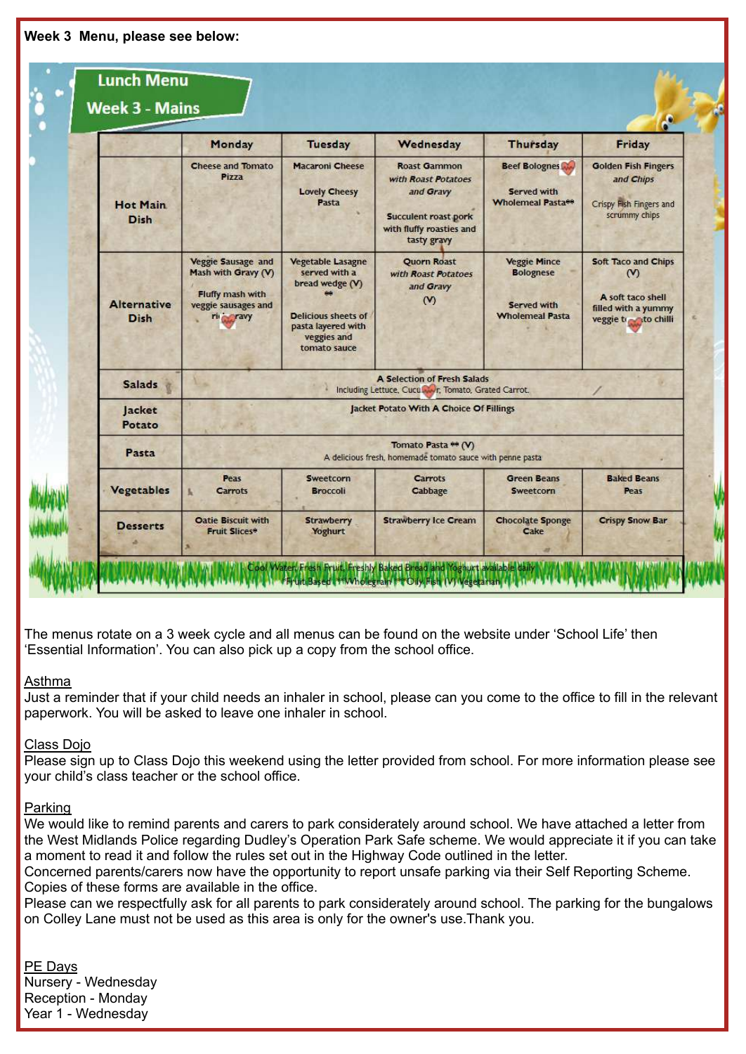**Week 3 Menu, please see below:**

## Lunch Menu
## Week 3 - Mains

| | Monday | Tuesday | Wednesday | Thursday | Friday |
|---|---|---|---|---|---|
| **Hot Main Dish** | Cheese and Tomato Pizza | Macaroni Cheese<br><br>Lovely Cheesy Pasta | Roast Gammon *with Roast Potatoes and Gravy*<br><br>Succulent roast pork with fluffy roasties and tasty gravy | Beef Bolognese<br><br>Served with Wholemeal Pasta** | Golden Fish Fingers *and Chips*<br><br>Crispy Fish Fingers and scrummy chips |
| **Alternative Dish** | Veggie Sausage and Mash with Gravy (V)<br><br>Fluffy mash with veggie sausages and rich gravy | Vegetable Lasagne served with a bread wedge (V) **<br><br>Delicious sheets of pasta layered with veggies and tomato sauce | Quorn Roast *with Roast Potatoes and Gravy*<br>(V) | Veggie Mince Bolognese<br><br>Served with Wholemeal Pasta | Soft Taco and Chips (V)<br><br>A soft taco shell filled with a yummy veggie tomato chilli |
| **Salads** | A Selection of Fresh Salads<br>Including Lettuce, Cucumber, Tomato, Grated Carrot. | | | | |
| **Jacket Potato** | Jacket Potato With A Choice Of Fillings | | | | |
| **Pasta** | Tomato Pasta ** (V)<br>A delicious fresh, homemade tomato sauce with penne pasta | | | | |
| **Vegetables** | Peas<br>Carrots | Sweetcorn<br>Broccoli | Carrots<br>Cabbage | Green Beans<br>Sweetcorn | Baked Beans<br>Peas |
| **Desserts** | Oatie Biscuit with Fruit Slices* | Strawberry Yoghurt | Strawberry Ice Cream | Chocolate Sponge Cake | Crispy Snow Bar |

Cool Water, Fresh Fruit, Freshly Baked Bread and Yoghurt available daily
*Fruit Based **Wholegrain ***Oily Fish (V) Vegetarian

The menus rotate on a 3 week cycle and all menus can be found on the website under 'School Life' then 'Essential Information'. You can also pick up a copy from the school office.

Asthma
Just a reminder that if your child needs an inhaler in school, please can you come to the office to fill in the relevant paperwork. You will be asked to leave one inhaler in school.

Class Dojo
Please sign up to Class Dojo this weekend using the letter provided from school. For more information please see your child's class teacher or the school office.

Parking
We would like to remind parents and carers to park considerately around school. We have attached a letter from the West Midlands Police regarding Dudley's Operation Park Safe scheme. We would appreciate it if you can take a moment to read it and follow the rules set out in the Highway Code outlined in the letter.
Concerned parents/carers now have the opportunity to report unsafe parking via their Self Reporting Scheme. Copies of these forms are available in the office.
Please can we respectfully ask for all parents to park considerately around school. The parking for the bungalows on Colley Lane must not be used as this area is only for the owner's use.Thank you.

PE Days
Nursery - Wednesday
Reception - Monday
Year 1 - Wednesday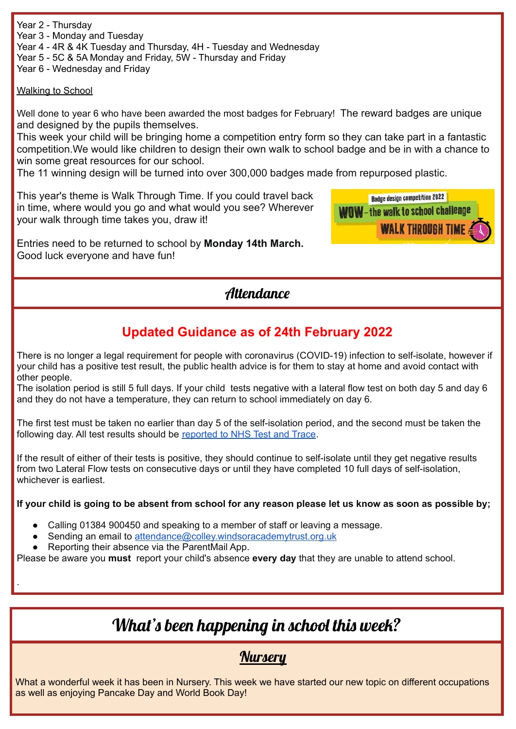Year 2 - Thursday
Year 3 - Monday and Tuesday
Year 4 - 4R & 4K Tuesday and Thursday, 4H - Tuesday and Wednesday
Year 5 - 5C & 5A Monday and Friday, 5W - Thursday and Friday
Year 6 - Wednesday and Friday

Walking to School

Well done to year 6 who have been awarded the most badges for February! The reward badges are unique and designed by the pupils themselves.
This week your child will be bringing home a competition entry form so they can take part in a fantastic competition.We would like children to design their own walk to school badge and be in with a chance to win some great resources for our school.
The 11 winning design will be turned into over 300,000 badges made from repurposed plastic.

This year's theme is Walk Through Time. If you could travel back in time, where would you go and what would you see? Wherever your walk through time takes you, draw it!

Entries need to be returned to school by **Monday 14th March.**
Good luck everyone and have fun!

## Attendance

### Updated Guidance as of 24th February 2022

There is no longer a legal requirement for people with coronavirus (COVID-19) infection to self-isolate, however if your child has a positive test result, the public health advice is for them to stay at home and avoid contact with other people.
The isolation period is still 5 full days. If your child tests negative with a lateral flow test on both day 5 and day 6 and they do not have a temperature, they can return to school immediately on day 6.

The first test must be taken no earlier than day 5 of the self-isolation period, and the second must be taken the following day. All test results should be reported to NHS Test and Trace.

If the result of either of their tests is positive, they should continue to self-isolate until they get negative results from two Lateral Flow tests on consecutive days or until they have completed 10 full days of self-isolation, whichever is earliest.

**If your child is going to be absent from school for any reason please let us know as soon as possible by;**

- Calling 01384 900450 and speaking to a member of staff or leaving a message.
- Sending an email to attendance@colley.windsoracademytrust.org.uk
- Reporting their absence via the ParentMail App.

Please be aware you **must** report your child's absence **every day** that they are unable to attend school.

.

## What's been happening in school this week?

### Nursery

What a wonderful week it has been in Nursery. This week we have started our new topic on different occupations as well as enjoying Pancake Day and World Book Day!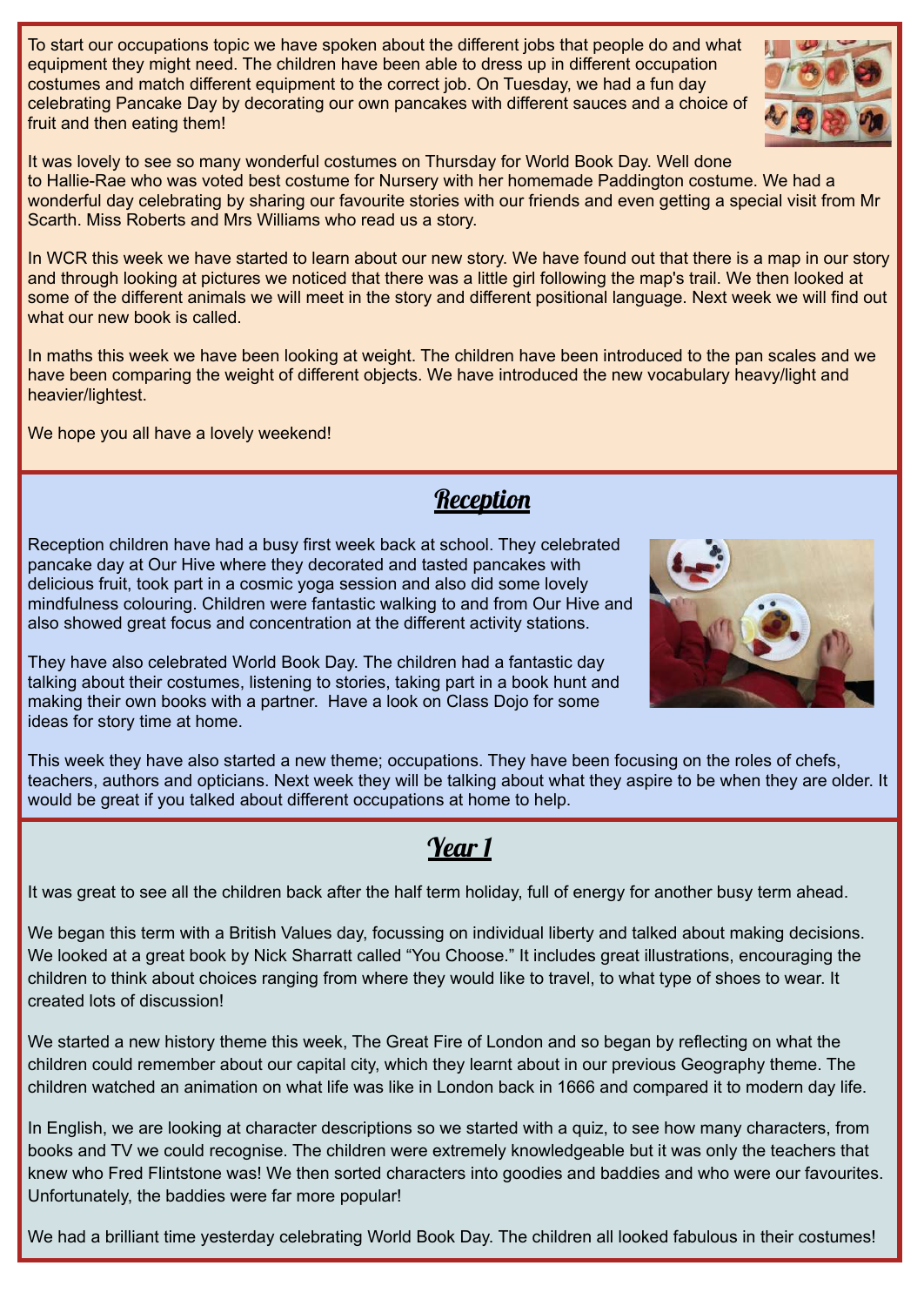To start our occupations topic we have spoken about the different jobs that people do and what equipment they might need. The children have been able to dress up in different occupation costumes and match different equipment to the correct job. On Tuesday, we had a fun day celebrating Pancake Day by decorating our own pancakes with different sauces and a choice of fruit and then eating them!

It was lovely to see so many wonderful costumes on Thursday for World Book Day. Well done to Hallie-Rae who was voted best costume for Nursery with her homemade Paddington costume. We had a wonderful day celebrating by sharing our favourite stories with our friends and even getting a special visit from Mr Scarth. Miss Roberts and Mrs Williams who read us a story.

In WCR this week we have started to learn about our new story. We have found out that there is a map in our story and through looking at pictures we noticed that there was a little girl following the map's trail. We then looked at some of the different animals we will meet in the story and different positional language. Next week we will find out what our new book is called.

In maths this week we have been looking at weight. The children have been introduced to the pan scales and we have been comparing the weight of different objects. We have introduced the new vocabulary heavy/light and heavier/lightest.

We hope you all have a lovely weekend!

## Reception

Reception children have had a busy first week back at school. They celebrated pancake day at Our Hive where they decorated and tasted pancakes with delicious fruit, took part in a cosmic yoga session and also did some lovely mindfulness colouring. Children were fantastic walking to and from Our Hive and also showed great focus and concentration at the different activity stations.

They have also celebrated World Book Day. The children had a fantastic day talking about their costumes, listening to stories, taking part in a book hunt and making their own books with a partner. Have a look on Class Dojo for some ideas for story time at home.

This week they have also started a new theme; occupations. They have been focusing on the roles of chefs, teachers, authors and opticians. Next week they will be talking about what they aspire to be when they are older. It would be great if you talked about different occupations at home to help.

## Year 1

It was great to see all the children back after the half term holiday, full of energy for another busy term ahead.

We began this term with a British Values day, focussing on individual liberty and talked about making decisions. We looked at a great book by Nick Sharratt called "You Choose." It includes great illustrations, encouraging the children to think about choices ranging from where they would like to travel, to what type of shoes to wear. It created lots of discussion!

We started a new history theme this week, The Great Fire of London and so began by reflecting on what the children could remember about our capital city, which they learnt about in our previous Geography theme. The children watched an animation on what life was like in London back in 1666 and compared it to modern day life.

In English, we are looking at character descriptions so we started with a quiz, to see how many characters, from books and TV we could recognise. The children were extremely knowledgeable but it was only the teachers that knew who Fred Flintstone was! We then sorted characters into goodies and baddies and who were our favourites. Unfortunately, the baddies were far more popular!

We had a brilliant time yesterday celebrating World Book Day. The children all looked fabulous in their costumes!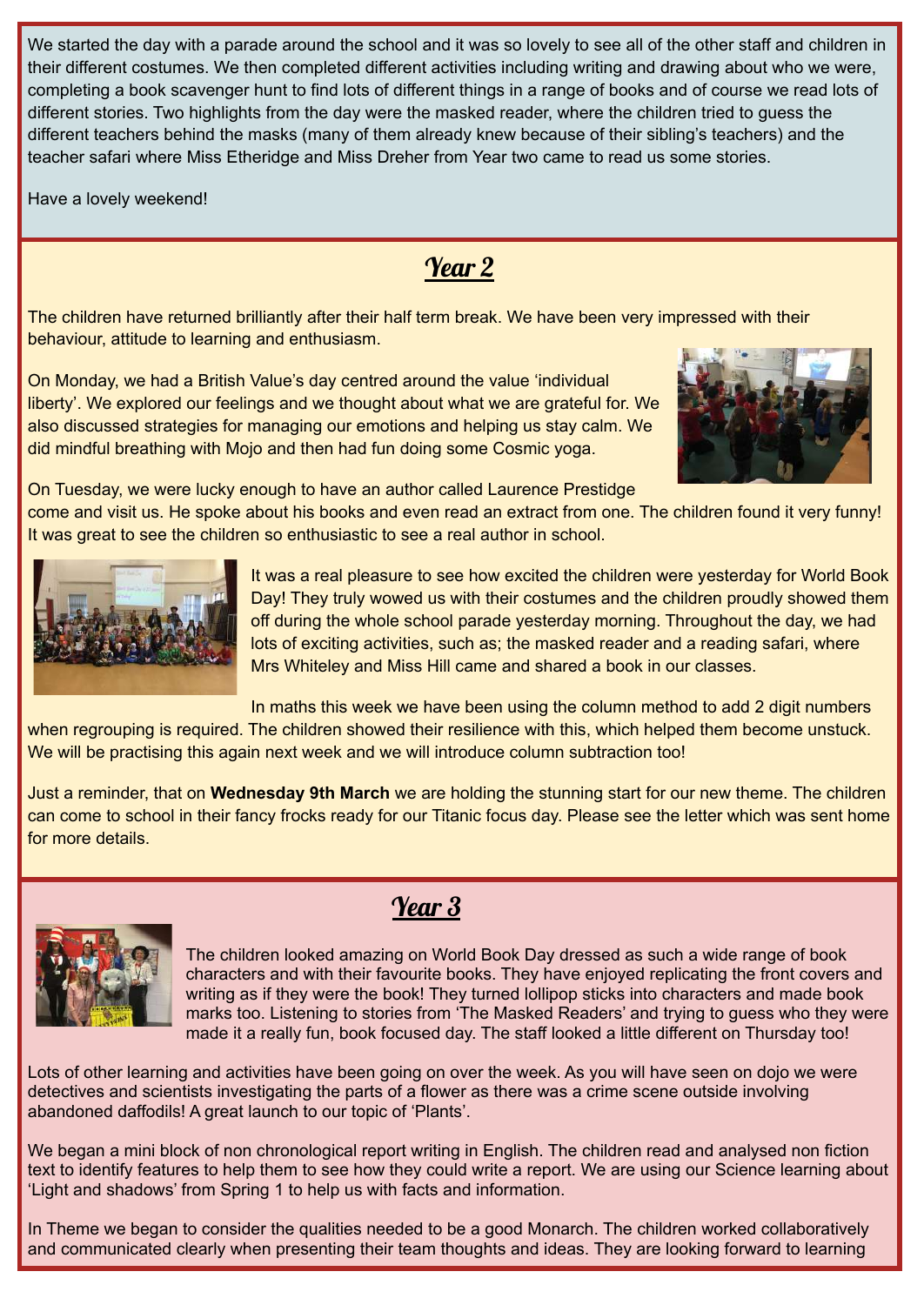We started the day with a parade around the school and it was so lovely to see all of the other staff and children in their different costumes. We then completed different activities including writing and drawing about who we were, completing a book scavenger hunt to find lots of different things in a range of books and of course we read lots of different stories. Two highlights from the day were the masked reader, where the children tried to guess the different teachers behind the masks (many of them already knew because of their sibling's teachers) and the teacher safari where Miss Etheridge and Miss Dreher from Year two came to read us some stories.

Have a lovely weekend!

## Year 2

The children have returned brilliantly after their half term break. We have been very impressed with their behaviour, attitude to learning and enthusiasm.

On Monday, we had a British Value's day centred around the value 'individual liberty'. We explored our feelings and we thought about what we are grateful for. We also discussed strategies for managing our emotions and helping us stay calm. We did mindful breathing with Mojo and then had fun doing some Cosmic yoga.

On Tuesday, we were lucky enough to have an author called Laurence Prestidge come and visit us. He spoke about his books and even read an extract from one. The children found it very funny! It was great to see the children so enthusiastic to see a real author in school.

It was a real pleasure to see how excited the children were yesterday for World Book Day! They truly wowed us with their costumes and the children proudly showed them off during the whole school parade yesterday morning. Throughout the day, we had lots of exciting activities, such as; the masked reader and a reading safari, where Mrs Whiteley and Miss Hill came and shared a book in our classes.

In maths this week we have been using the column method to add 2 digit numbers when regrouping is required. The children showed their resilience with this, which helped them become unstuck. We will be practising this again next week and we will introduce column subtraction too!

Just a reminder, that on **Wednesday 9th March** we are holding the stunning start for our new theme. The children can come to school in their fancy frocks ready for our Titanic focus day. Please see the letter which was sent home for more details.

## Year 3

The children looked amazing on World Book Day dressed as such a wide range of book characters and with their favourite books. They have enjoyed replicating the front covers and writing as if they were the book! They turned lollipop sticks into characters and made book marks too. Listening to stories from 'The Masked Readers' and trying to guess who they were made it a really fun, book focused day. The staff looked a little different on Thursday too!

Lots of other learning and activities have been going on over the week. As you will have seen on dojo we were detectives and scientists investigating the parts of a flower as there was a crime scene outside involving abandoned daffodils! A great launch to our topic of 'Plants'.

We began a mini block of non chronological report writing in English. The children read and analysed non fiction text to identify features to help them to see how they could write a report. We are using our Science learning about 'Light and shadows' from Spring 1 to help us with facts and information.

In Theme we began to consider the qualities needed to be a good Monarch. The children worked collaboratively and communicated clearly when presenting their team thoughts and ideas. They are looking forward to learning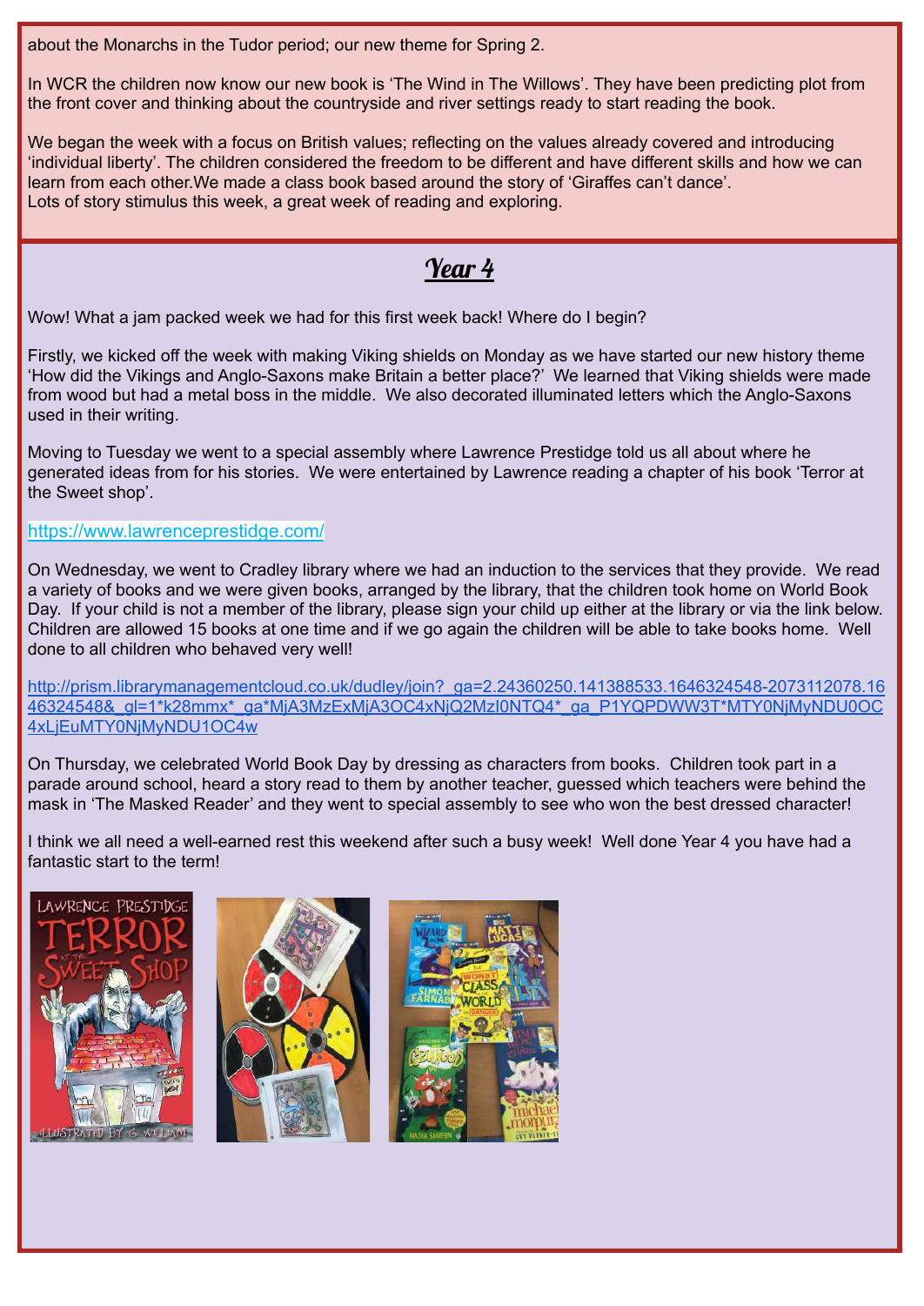about the Monarchs in the Tudor period; our new theme for Spring 2.

In WCR the children now know our new book is 'The Wind in The Willows'. They have been predicting plot from the front cover and thinking about the countryside and river settings ready to start reading the book.

We began the week with a focus on British values; reflecting on the values already covered and introducing 'individual liberty'. The children considered the freedom to be different and have different skills and how we can learn from each other.We made a class book based around the story of 'Giraffes can't dance'.
Lots of story stimulus this week, a great week of reading and exploring.

## Year 4

Wow! What a jam packed week we had for this first week back! Where do I begin?

Firstly, we kicked off the week with making Viking shields on Monday as we have started our new history theme 'How did the Vikings and Anglo-Saxons make Britain a better place?' We learned that Viking shields were made from wood but had a metal boss in the middle. We also decorated illuminated letters which the Anglo-Saxons used in their writing.

Moving to Tuesday we went to a special assembly where Lawrence Prestidge told us all about where he generated ideas from for his stories. We were entertained by Lawrence reading a chapter of his book 'Terror at the Sweet shop'.

https://www.lawrenceprestidge.com/

On Wednesday, we went to Cradley library where we had an induction to the services that they provide. We read a variety of books and we were given books, arranged by the library, that the children took home on World Book Day. If your child is not a member of the library, please sign your child up either at the library or via the link below. Children are allowed 15 books at one time and if we go again the children will be able to take books home. Well done to all children who behaved very well!

http://prism.librarymanagementcloud.co.uk/dudley/join?_ga=2.24360250.141388533.1646324548-2073112078.1646324548&_gl=1*k28mmx*_ga*MjA3MzExMjA3OC4xNjQ2MzI0NTQ4*_ga_P1YQPDWW3T*MTY0NjMyNDU0OC4xLjEuMTY0NjMyNDU1OC4w

On Thursday, we celebrated World Book Day by dressing as characters from books. Children took part in a parade around school, heard a story read to them by another teacher, guessed which teachers were behind the mask in 'The Masked Reader' and they went to special assembly to see who won the best dressed character!

I think we all need a well-earned rest this weekend after such a busy week! Well done Year 4 you have had a fantastic start to the term!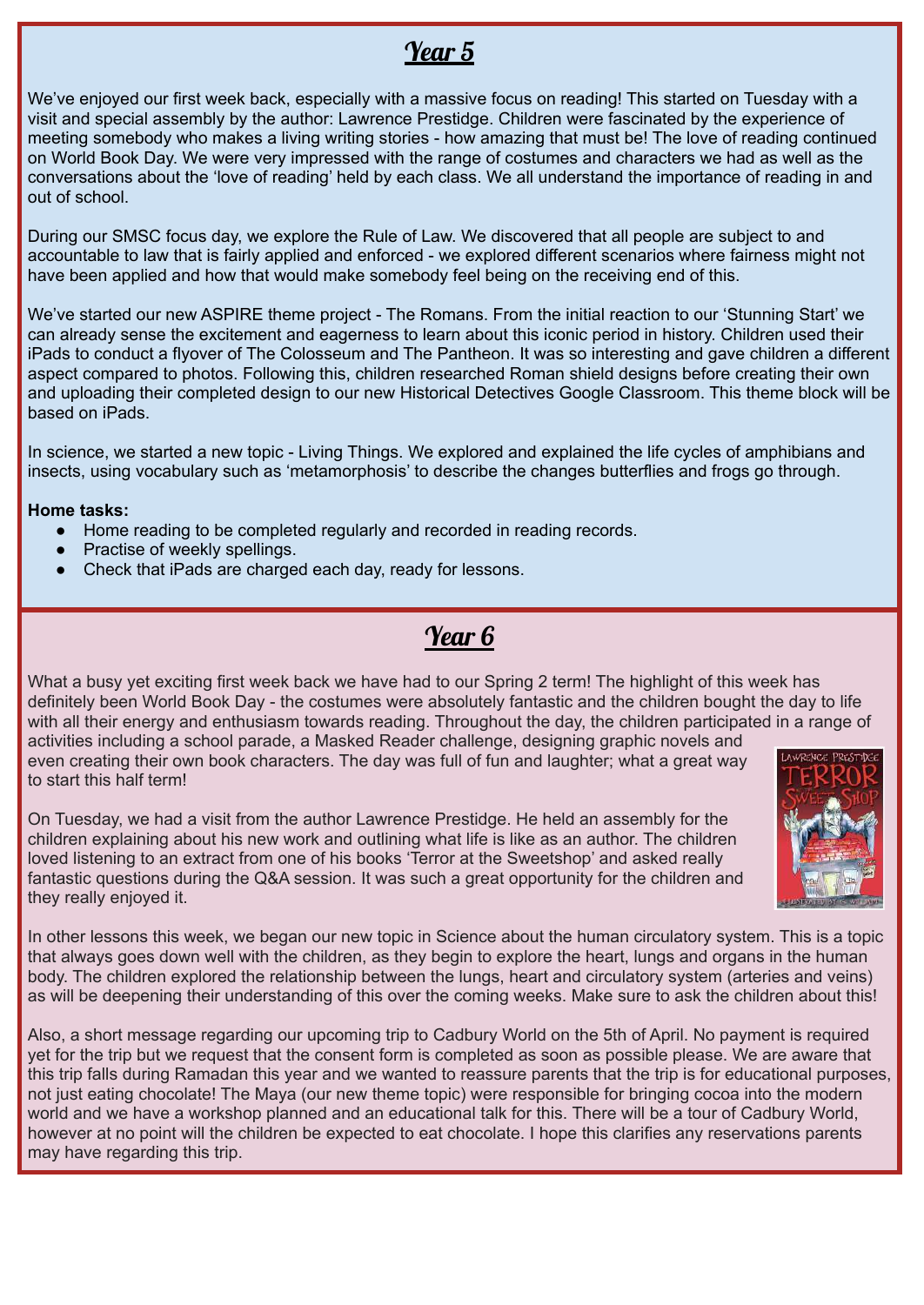## Year 5

We've enjoyed our first week back, especially with a massive focus on reading! This started on Tuesday with a visit and special assembly by the author: Lawrence Prestidge. Children were fascinated by the experience of meeting somebody who makes a living writing stories - how amazing that must be! The love of reading continued on World Book Day. We were very impressed with the range of costumes and characters we had as well as the conversations about the 'love of reading' held by each class. We all understand the importance of reading in and out of school.

During our SMSC focus day, we explore the Rule of Law. We discovered that all people are subject to and accountable to law that is fairly applied and enforced - we explored different scenarios where fairness might not have been applied and how that would make somebody feel being on the receiving end of this.

We've started our new ASPIRE theme project - The Romans. From the initial reaction to our 'Stunning Start' we can already sense the excitement and eagerness to learn about this iconic period in history. Children used their iPads to conduct a flyover of The Colosseum and The Pantheon. It was so interesting and gave children a different aspect compared to photos. Following this, children researched Roman shield designs before creating their own and uploading their completed design to our new Historical Detectives Google Classroom. This theme block will be based on iPads.

In science, we started a new topic - Living Things. We explored and explained the life cycles of amphibians and insects, using vocabulary such as 'metamorphosis' to describe the changes butterflies and frogs go through.

**Home tasks:**

- Home reading to be completed regularly and recorded in reading records.
- Practise of weekly spellings.
- Check that iPads are charged each day, ready for lessons.

## Year 6

What a busy yet exciting first week back we have had to our Spring 2 term! The highlight of this week has definitely been World Book Day - the costumes were absolutely fantastic and the children bought the day to life with all their energy and enthusiasm towards reading. Throughout the day, the children participated in a range of activities including a school parade, a Masked Reader challenge, designing graphic novels and even creating their own book characters. The day was full of fun and laughter; what a great way to start this half term!

On Tuesday, we had a visit from the author Lawrence Prestidge. He held an assembly for the children explaining about his new work and outlining what life is like as an author. The children loved listening to an extract from one of his books 'Terror at the Sweetshop' and asked really fantastic questions during the Q&A session. It was such a great opportunity for the children and they really enjoyed it.

In other lessons this week, we began our new topic in Science about the human circulatory system. This is a topic that always goes down well with the children, as they begin to explore the heart, lungs and organs in the human body. The children explored the relationship between the lungs, heart and circulatory system (arteries and veins) as will be deepening their understanding of this over the coming weeks. Make sure to ask the children about this!

Also, a short message regarding our upcoming trip to Cadbury World on the 5th of April. No payment is required yet for the trip but we request that the consent form is completed as soon as possible please. We are aware that this trip falls during Ramadan this year and we wanted to reassure parents that the trip is for educational purposes, not just eating chocolate! The Maya (our new theme topic) were responsible for bringing cocoa into the modern world and we have a workshop planned and an educational talk for this. There will be a tour of Cadbury World, however at no point will the children be expected to eat chocolate. I hope this clarifies any reservations parents may have regarding this trip.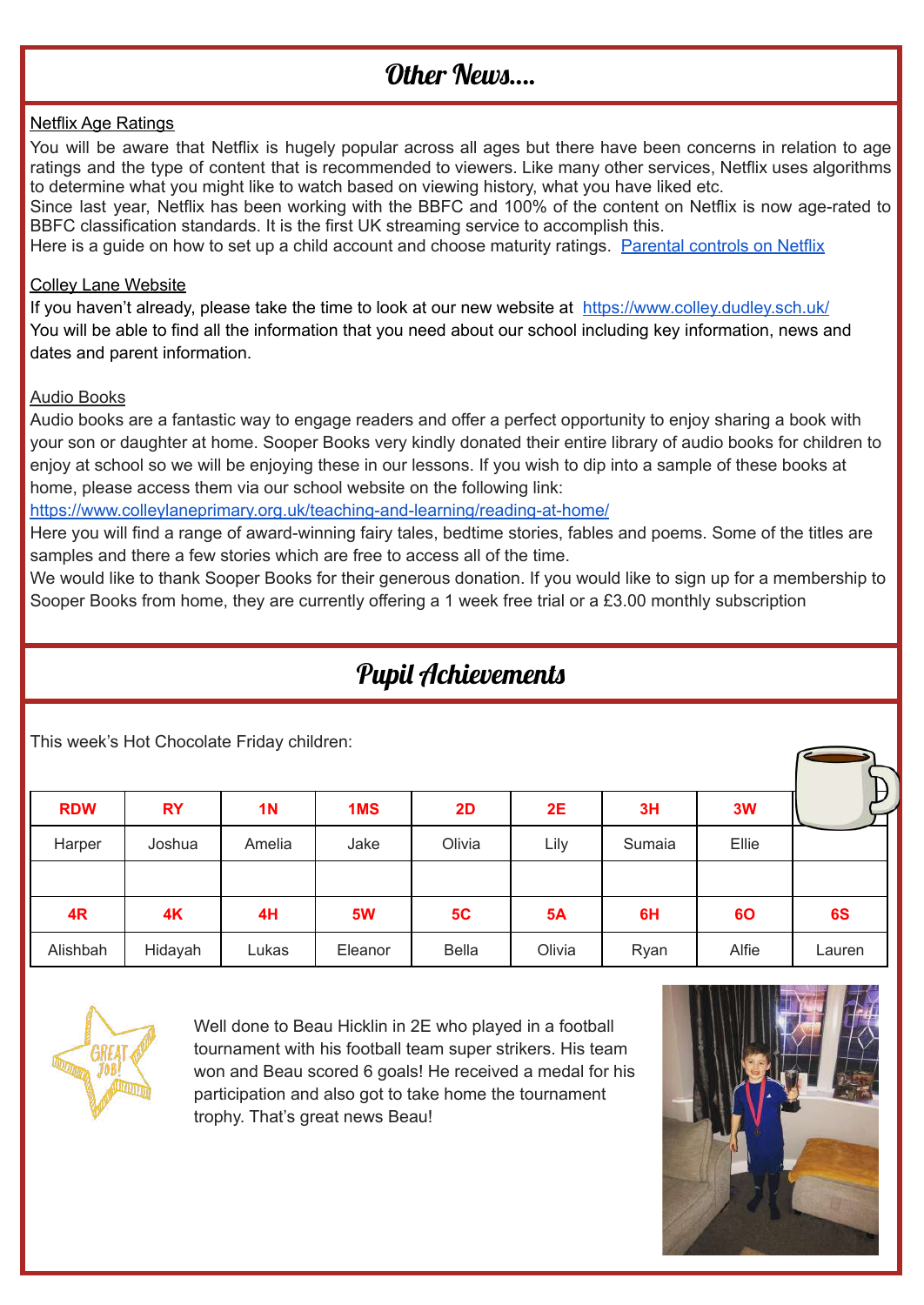## Other News....

### Netflix Age Ratings

You will be aware that Netflix is hugely popular across all ages but there have been concerns in relation to age ratings and the type of content that is recommended to viewers. Like many other services, Netflix uses algorithms to determine what you might like to watch based on viewing history, what you have liked etc.
Since last year, Netflix has been working with the BBFC and 100% of the content on Netflix is now age-rated to BBFC classification standards. It is the first UK streaming service to accomplish this.
Here is a guide on how to set up a child account and choose maturity ratings. [Parental controls on Netflix]

### Colley Lane Website

If you haven't already, please take the time to look at our new website at https://www.colley.dudley.sch.uk/
You will be able to find all the information that you need about our school including key information, news and dates and parent information.

### Audio Books

Audio books are a fantastic way to engage readers and offer a perfect opportunity to enjoy sharing a book with your son or daughter at home. Sooper Books very kindly donated their entire library of audio books for children to enjoy at school so we will be enjoying these in our lessons. If you wish to dip into a sample of these books at home, please access them via our school website on the following link:
https://www.colleylaneprimary.org.uk/teaching-and-learning/reading-at-home/
Here you will find a range of award-winning fairy tales, bedtime stories, fables and poems. Some of the titles are samples and there a few stories which are free to access all of the time.
We would like to thank Sooper Books for their generous donation. If you would like to sign up for a membership to Sooper Books from home, they are currently offering a 1 week free trial or a £3.00 monthly subscription

## Pupil Achievements

This week's Hot Chocolate Friday children:

| RDW | RY | 1N | 1MS | 2D | 2E | 3H | 3W | |
|---|---|---|---|---|---|---|---|---|
| Harper | Joshua | Amelia | Jake | Olivia | Lily | Sumaia | Ellie | |
| | | | | | | | | |
| **4R** | **4K** | **4H** | **5W** | **5C** | **5A** | **6H** | **6O** | **6S** |
| Alishbah | Hidayah | Lukas | Eleanor | Bella | Olivia | Ryan | Alfie | Lauren |

Well done to Beau Hicklin in 2E who played in a football tournament with his football team super strikers. His team won and Beau scored 6 goals! He received a medal for his participation and also got to take home the tournament trophy. That's great news Beau!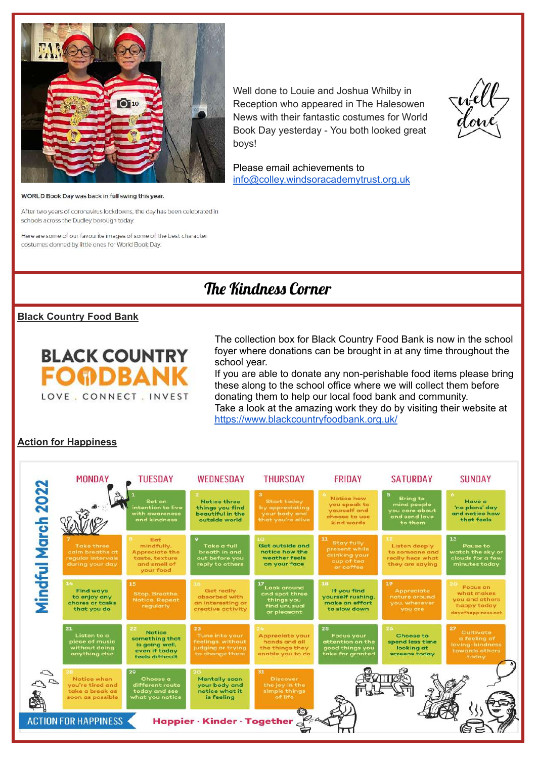WORLD Book Day was back in full swing this year.

After two years of coronavirus lockdowns, the day has been celebrated in schools across the Dudley borough today.

Here are some of our favourite images of some of the best character costumes donned by little ones for World Book Day.

Well done to Louie and Joshua Whilby in Reception who appeared in The Halesowen News with their fantastic costumes for World Book Day yesterday - You both looked great boys!

Please email achievements to info@colley.windsoracademytrust.org.uk

## The Kindness Corner

### Black Country Food Bank

BLACK COUNTRY FOODBANK
LOVE . CONNECT . INVEST

The collection box for Black Country Food Bank is now in the school foyer where donations can be brought in at any time throughout the school year.
If you are able to donate any non-perishable food items please bring these along to the school office where we will collect them before donating them to help our local food bank and community.
Take a look at the amazing work they do by visiting their website at https://www.blackcountryfoodbank.org.uk/

### Action for Happiness

**Mindful March 2022**

| MONDAY | TUESDAY | WEDNESDAY | THURSDAY | FRIDAY | SATURDAY | SUNDAY |
|---|---|---|---|---|---|---|
| | 1 Set an intention to live with awareness and kindness | 2 Notice three things you find beautiful in the outside world | 3 Start today by appreciating your body and that you're alive | 4 Notice how you speak to yourself and choose to use kind words | 5 Bring to mind people you care about and send love to them | 6 Have a 'no plans' day and notice how that feels |
| 7 Take three calm breaths at regular intervals during your day | 8 Eat mindfully. Appreciate the taste, texture and smell of your food | 9 Take a full breath in and out before you reply to others | 10 Get outside and notice how the weather feels on your face | 11 Stay fully present while drinking your cup of tea or coffee | 12 Listen deeply to someone and really hear what they are saying | 13 Pause to watch the sky or clouds for a few minutes today |
| 14 Find ways to enjoy any chores or tasks that you do | 15 Stop. Breathe. Notice. Repeat regularly | 16 Get really absorbed with an interesting or creative activity | 17 Look around and spot three things you find unusual or pleasant | 18 If you find yourself rushing, make an effort to slow down | 19 Appreciate nature around you, wherever you are | 20 Focus on what makes you and others happy today |
| 21 Listen to a piece of music without doing anything else | 22 Notice something that is going well, even if today feels difficult | 23 Tune into your feelings, without judging or trying to change them | 24 Appreciate your hands and all the things they enable you to do | 25 Focus your attention on the good things you take for granted | 26 Choose to spend less time looking at screens today | 27 Cultivate a feeling of loving-kindness towards others today |
| 28 Notice when you're tired and take a break as soon as possible | 29 Choose a different route today and see what you notice | 30 Mentally scan your body and notice what it is feeling | 31 Discover the joy in the simple things of life | | | |

dayofhappiness.net

ACTION FOR HAPPINESS — Happier · Kinder · Together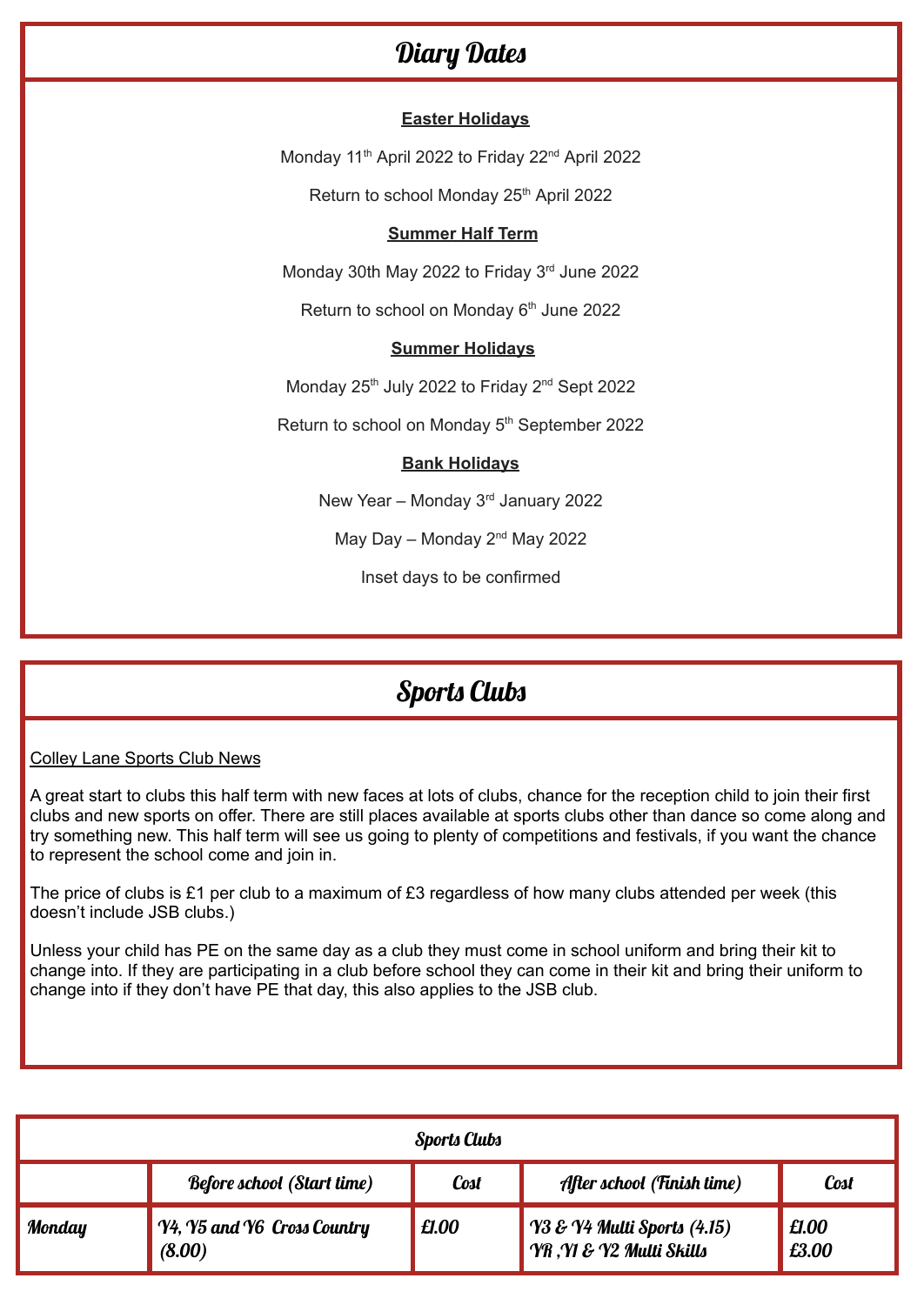# Diary Dates

**Easter Holidays**

Monday 11th April 2022 to Friday 22nd April 2022

Return to school Monday 25th April 2022

**Summer Half Term**

Monday 30th May 2022 to Friday 3rd June 2022

Return to school on Monday 6th June 2022

**Summer Holidays**

Monday 25th July 2022 to Friday 2nd Sept 2022

Return to school on Monday 5th September 2022

**Bank Holidays**

New Year – Monday 3rd January 2022

May Day – Monday 2nd May 2022

Inset days to be confirmed

# Sports Clubs

Colley Lane Sports Club News

A great start to clubs this half term with new faces at lots of clubs, chance for the reception child to join their first clubs and new sports on offer. There are still places available at sports clubs other than dance so come along and try something new. This half term will see us going to plenty of competitions and festivals, if you want the chance to represent the school come and join in.

The price of clubs is £1 per club to a maximum of £3 regardless of how many clubs attended per week (this doesn't include JSB clubs.)

Unless your child has PE on the same day as a club they must come in school uniform and bring their kit to change into. If they are participating in a club before school they can come in their kit and bring their uniform to change into if they don't have PE that day, this also applies to the JSB club.

| Sports Clubs | | | | |
|---|---|---|---|---|
| | Before school (Start time) | Cost | After school (Finish time) | Cost |
| Monday | Y4, Y5 and Y6 Cross Country (8.00) | £1.00 | Y3 & Y4 Multi Sports (4.15)<br>YR ,Y1 & Y2 Multi Skills | £1.00<br>£3.00 |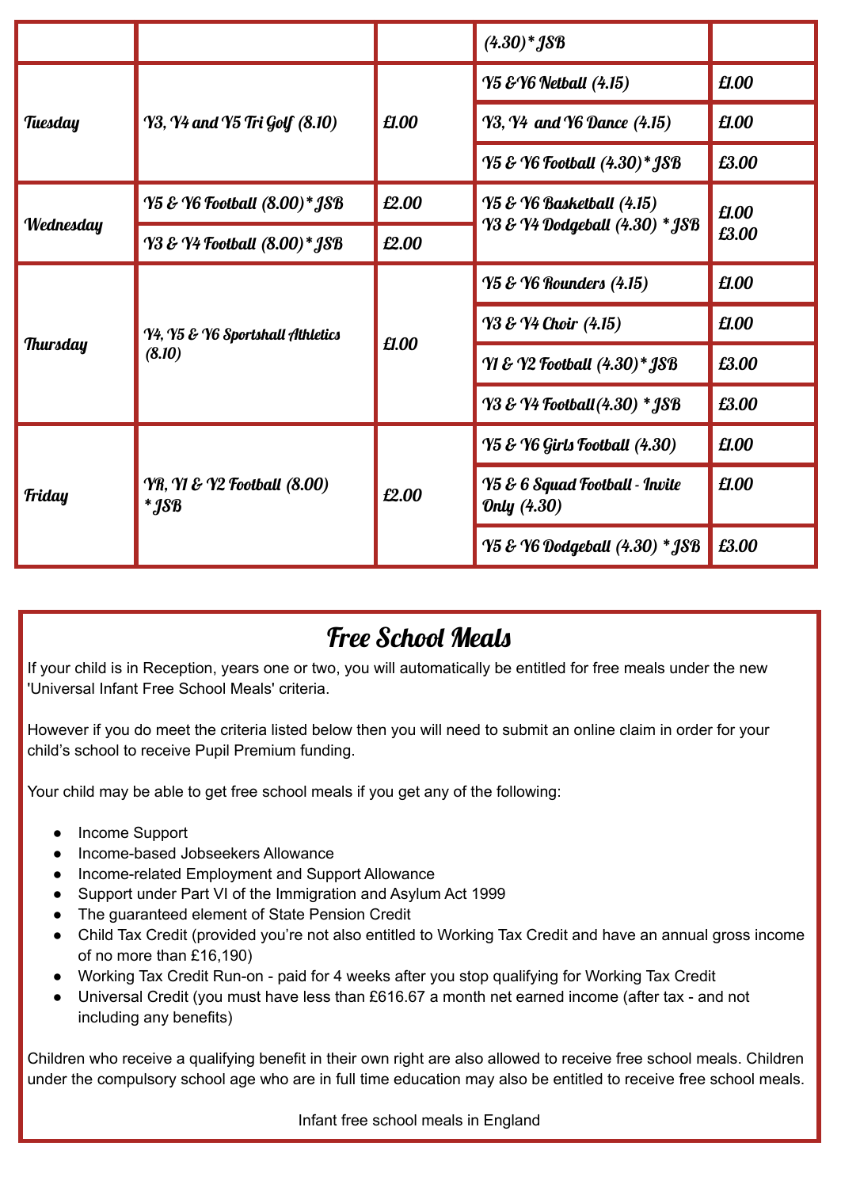| | | | | |
|---|---|---|---|---|
| | | | (4.30)* JSB | |
| Tuesday | Y3, Y4 and Y5 Tri Golf (8.10) | £1.00 | Y5 &Y6 Netball (4.15) | £1.00 |
| | | | Y3, Y4 and Y6 Dance (4.15) | £1.00 |
| | | | Y5 & Y6 Football (4.30)* JSB | £3.00 |
| Wednesday | Y5 & Y6 Football (8.00)* JSB | £2.00 | Y5 & Y6 Basketball (4.15) Y3 & Y4 Dodgeball (4.30) * JSB | £1.00 £3.00 |
| | Y3 & Y4 Football (8.00)* JSB | £2.00 | | |
| Thursday | Y4, Y5 & Y6 Sportshall Athletics (8.10) | £1.00 | Y5 & Y6 Rounders (4.15) | £1.00 |
| | | | Y3 & Y4 Choir (4.15) | £1.00 |
| | | | Y1 & Y2 Football (4.30)* JSB | £3.00 |
| | | | Y3 & Y4 Football(4.30) * JSB | £3.00 |
| Friday | YR, Y1 & Y2 Football (8.00) * JSB | £2.00 | Y5 & Y6 Girls Football (4.30) | £1.00 |
| | | | Y5 & 6 Squad Football - Invite Only (4.30) | £1.00 |
| | | | Y5 & Y6 Dodgeball (4.30) * JSB | £3.00 |

## Free School Meals

If your child is in Reception, years one or two, you will automatically be entitled for free meals under the new 'Universal Infant Free School Meals' criteria.

However if you do meet the criteria listed below then you will need to submit an online claim in order for your child's school to receive Pupil Premium funding.

Your child may be able to get free school meals if you get any of the following:

- Income Support
- Income-based Jobseekers Allowance
- Income-related Employment and Support Allowance
- Support under Part VI of the Immigration and Asylum Act 1999
- The guaranteed element of State Pension Credit
- Child Tax Credit (provided you're not also entitled to Working Tax Credit and have an annual gross income of no more than £16,190)
- Working Tax Credit Run-on - paid for 4 weeks after you stop qualifying for Working Tax Credit
- Universal Credit (you must have less than £616.67 a month net earned income (after tax - and not including any benefits)

Children who receive a qualifying benefit in their own right are also allowed to receive free school meals. Children under the compulsory school age who are in full time education may also be entitled to receive free school meals.

Infant free school meals in England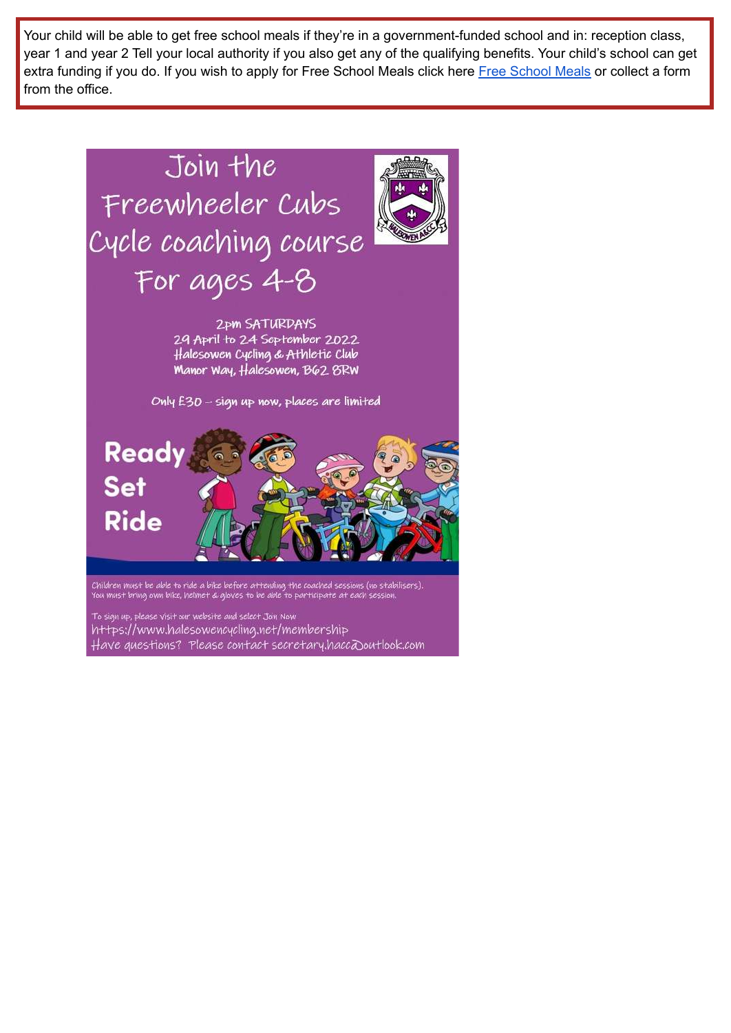Your child will be able to get free school meals if they're in a government-funded school and in: reception class, year 1 and year 2 Tell your local authority if you also get any of the qualifying benefits. Your child's school can get extra funding if you do. If you wish to apply for Free School Meals click here [Free School Meals](#) or collect a form from the office.

# Join the Freewheeler Cubs Cycle coaching course For ages 4-8

2pm SATURDAYS
29 April to 24 September 2022
Halesowen Cycling & Athletic Club
Manor Way, Halesowen, B62 8RW

Only £30 – sign up now, places are limited

**Ready Set Ride**

Children must be able to ride a bike before attending the coached sessions (no stabilisers).
You must bring own bike, helmet & gloves to be able to participate at each session.

To sign up, please visit our website and select Join Now
https://www.halesowencycling.net/membership
Have questions? Please contact secretary.hacc@outlook.com